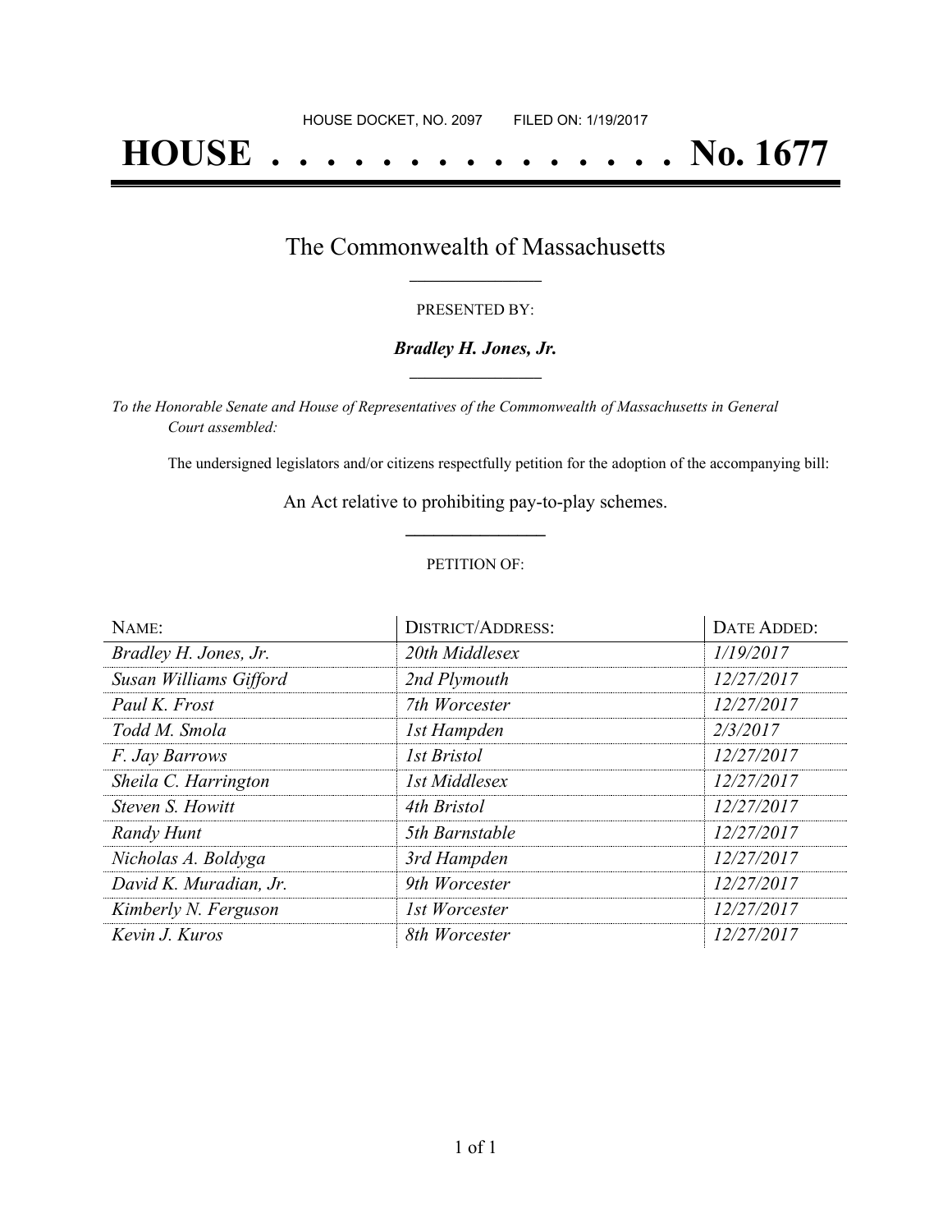HOUSE DOCKET, NO. 2097        FILED ON: 1/19/2017

# HOUSE . . . . . . . . . . . . . . . No. 1677

## The Commonwealth of Massachusetts

PRESENTED BY:

***Bradley H. Jones, Jr.***

*To the Honorable Senate and House of Representatives of the Commonwealth of Massachusetts in General Court assembled:*

The undersigned legislators and/or citizens respectfully petition for the adoption of the accompanying bill:

An Act relative to prohibiting pay-to-play schemes.

PETITION OF:

| NAME: | DISTRICT/ADDRESS: | DATE ADDED: |
| --- | --- | --- |
| *Bradley H. Jones, Jr.* | *20th Middlesex* | *1/19/2017* |
| *Susan Williams Gifford* | *2nd Plymouth* | *12/27/2017* |
| *Paul K. Frost* | *7th Worcester* | *12/27/2017* |
| *Todd M. Smola* | *1st Hampden* | *2/3/2017* |
| *F. Jay Barrows* | *1st Bristol* | *12/27/2017* |
| *Sheila C. Harrington* | *1st Middlesex* | *12/27/2017* |
| *Steven S. Howitt* | *4th Bristol* | *12/27/2017* |
| *Randy Hunt* | *5th Barnstable* | *12/27/2017* |
| *Nicholas A. Boldyga* | *3rd Hampden* | *12/27/2017* |
| *David K. Muradian, Jr.* | *9th Worcester* | *12/27/2017* |
| *Kimberly N. Ferguson* | *1st Worcester* | *12/27/2017* |
| *Kevin J. Kuros* | *8th Worcester* | *12/27/2017* |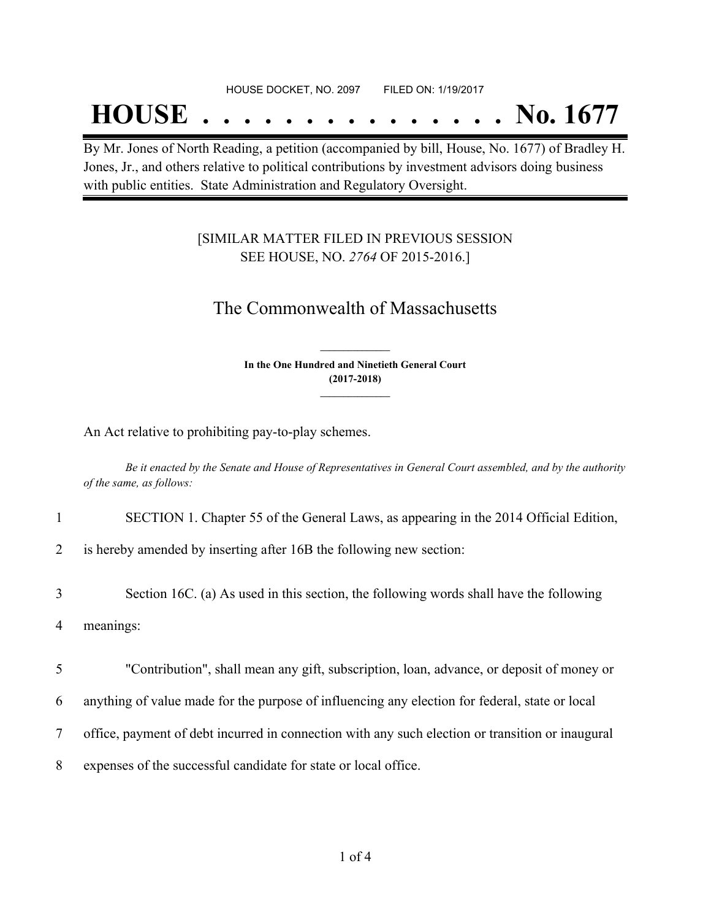HOUSE DOCKET, NO. 2097 FILED ON: 1/19/2017

# HOUSE . . . . . . . . . . . . . . . No. 1677

By Mr. Jones of North Reading, a petition (accompanied by bill, House, No. 1677) of Bradley H. Jones, Jr., and others relative to political contributions by investment advisors doing business with public entities. State Administration and Regulatory Oversight.

[SIMILAR MATTER FILED IN PREVIOUS SESSION SEE HOUSE, NO. *2764* OF 2015-2016.]

## The Commonwealth of Massachusetts

**In the One Hundred and Ninetieth General Court (2017-2018)**

An Act relative to prohibiting pay-to-play schemes.

*Be it enacted by the Senate and House of Representatives in General Court assembled, and by the authority of the same, as follows:*

1 SECTION 1. Chapter 55 of the General Laws, as appearing in the 2014 Official Edition,
2 is hereby amended by inserting after 16B the following new section:

3 Section 16C. (a) As used in this section, the following words shall have the following
4 meanings:

5 "Contribution", shall mean any gift, subscription, loan, advance, or deposit of money or
6 anything of value made for the purpose of influencing any election for federal, state or local
7 office, payment of debt incurred in connection with any such election or transition or inaugural
8 expenses of the successful candidate for state or local office.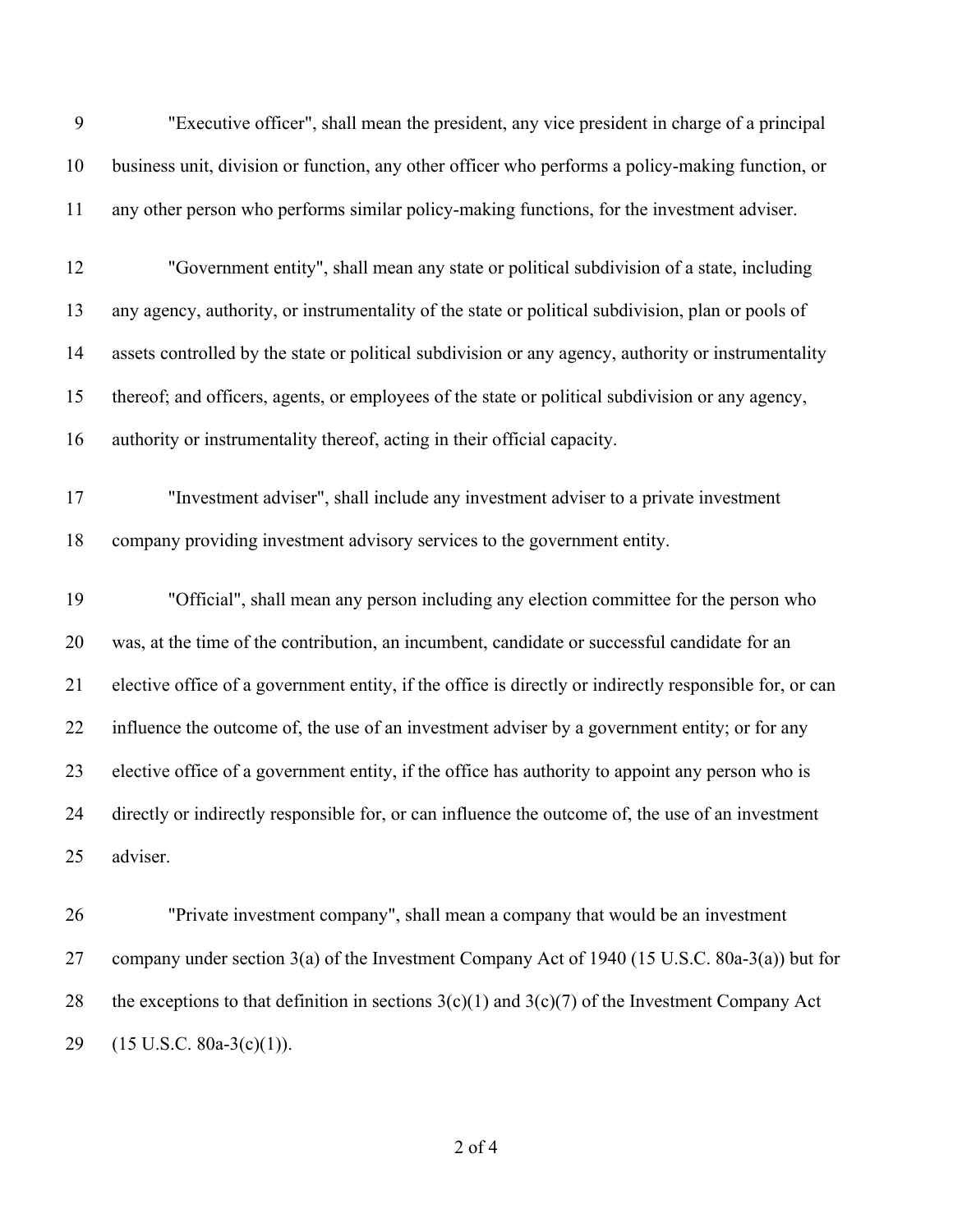"Executive officer", shall mean the president, any vice president in charge of a principal business unit, division or function, any other officer who performs a policy-making function, or any other person who performs similar policy-making functions, for the investment adviser.

"Government entity", shall mean any state or political subdivision of a state, including any agency, authority, or instrumentality of the state or political subdivision, plan or pools of assets controlled by the state or political subdivision or any agency, authority or instrumentality thereof; and officers, agents, or employees of the state or political subdivision or any agency, authority or instrumentality thereof, acting in their official capacity.

"Investment adviser", shall include any investment adviser to a private investment company providing investment advisory services to the government entity.

"Official", shall mean any person including any election committee for the person who was, at the time of the contribution, an incumbent, candidate or successful candidate for an elective office of a government entity, if the office is directly or indirectly responsible for, or can influence the outcome of, the use of an investment adviser by a government entity; or for any elective office of a government entity, if the office has authority to appoint any person who is directly or indirectly responsible for, or can influence the outcome of, the use of an investment adviser.

"Private investment company", shall mean a company that would be an investment company under section 3(a) of the Investment Company Act of 1940 (15 U.S.C. 80a-3(a)) but for the exceptions to that definition in sections 3(c)(1) and 3(c)(7) of the Investment Company Act (15 U.S.C. 80a-3(c)(1)).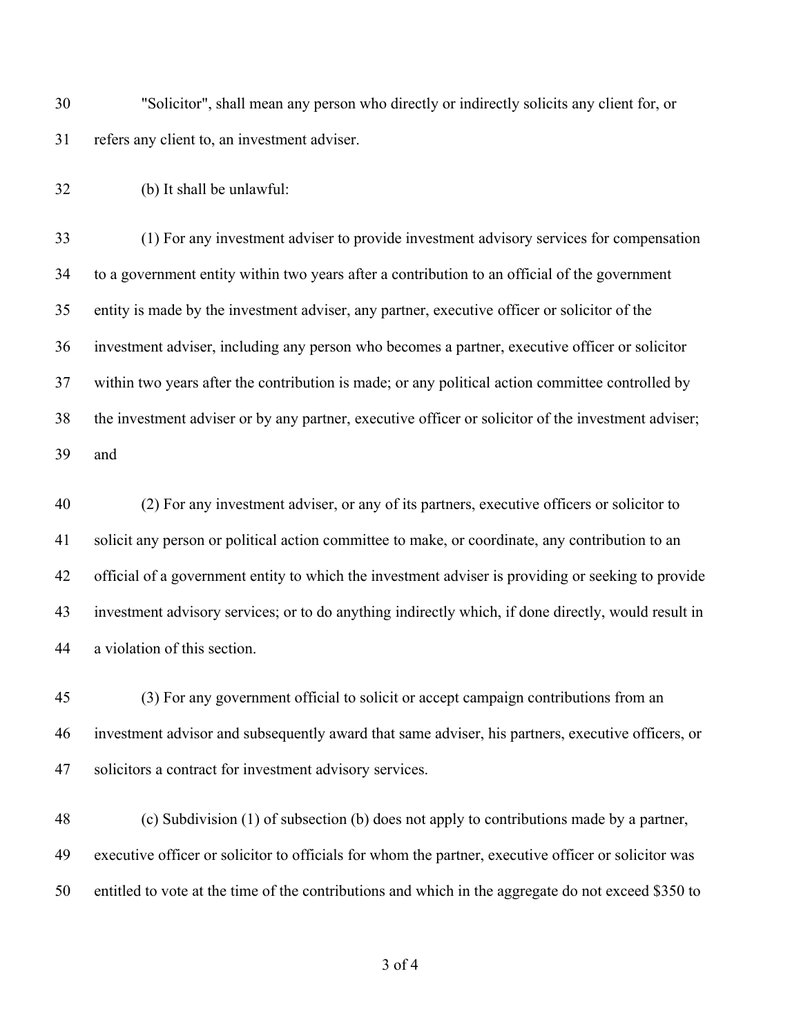"Solicitor", shall mean any person who directly or indirectly solicits any client for, or refers any client to, an investment adviser.

(b) It shall be unlawful:

(1) For any investment adviser to provide investment advisory services for compensation to a government entity within two years after a contribution to an official of the government entity is made by the investment adviser, any partner, executive officer or solicitor of the investment adviser, including any person who becomes a partner, executive officer or solicitor within two years after the contribution is made; or any political action committee controlled by the investment adviser or by any partner, executive officer or solicitor of the investment adviser; and

(2) For any investment adviser, or any of its partners, executive officers or solicitor to solicit any person or political action committee to make, or coordinate, any contribution to an official of a government entity to which the investment adviser is providing or seeking to provide investment advisory services; or to do anything indirectly which, if done directly, would result in a violation of this section.

(3) For any government official to solicit or accept campaign contributions from an investment advisor and subsequently award that same adviser, his partners, executive officers, or solicitors a contract for investment advisory services.

(c) Subdivision (1) of subsection (b) does not apply to contributions made by a partner, executive officer or solicitor to officials for whom the partner, executive officer or solicitor was entitled to vote at the time of the contributions and which in the aggregate do not exceed $350 to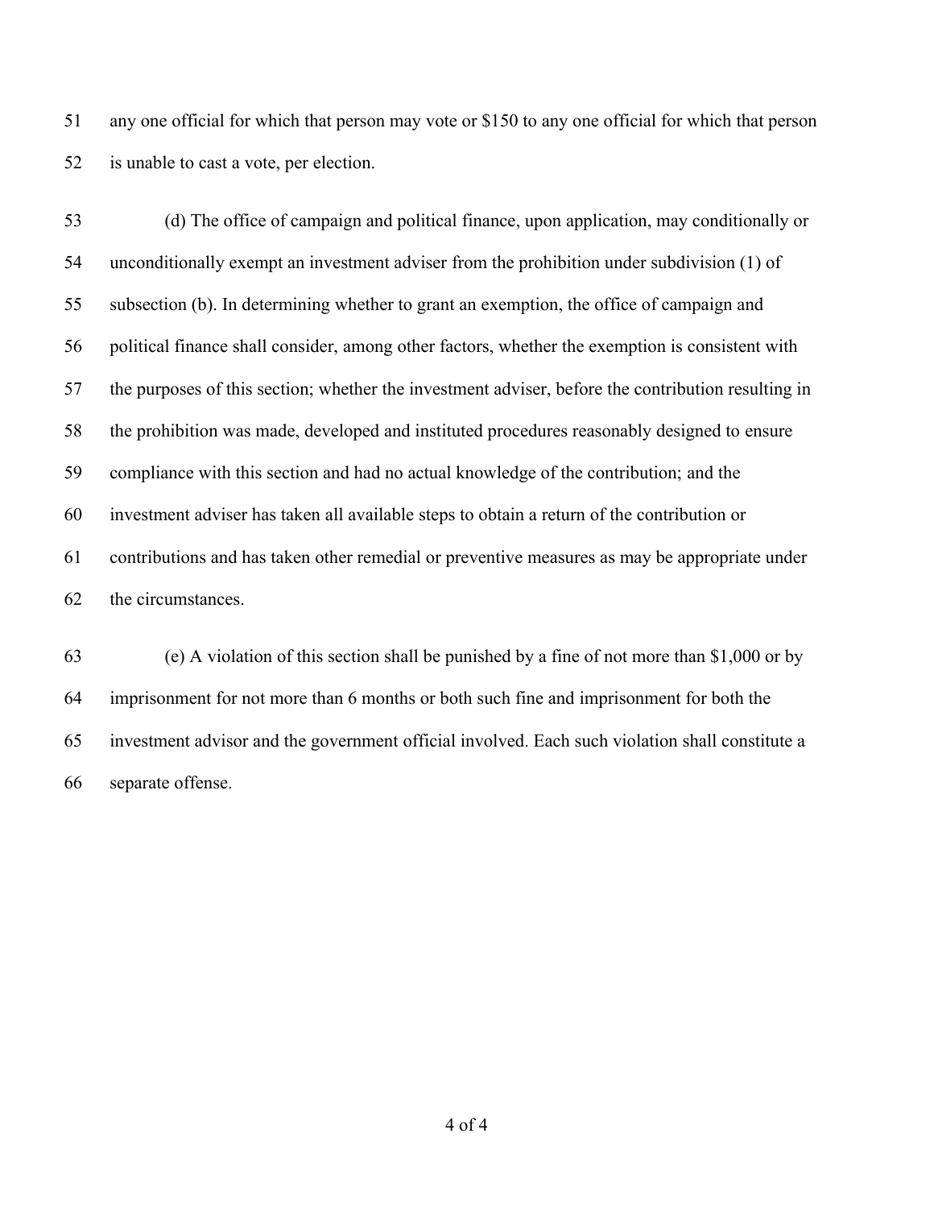any one official for which that person may vote or $150 to any one official for which that person is unable to cast a vote, per election.

(d) The office of campaign and political finance, upon application, may conditionally or unconditionally exempt an investment adviser from the prohibition under subdivision (1) of subsection (b). In determining whether to grant an exemption, the office of campaign and political finance shall consider, among other factors, whether the exemption is consistent with the purposes of this section; whether the investment adviser, before the contribution resulting in the prohibition was made, developed and instituted procedures reasonably designed to ensure compliance with this section and had no actual knowledge of the contribution; and the investment adviser has taken all available steps to obtain a return of the contribution or contributions and has taken other remedial or preventive measures as may be appropriate under the circumstances.

(e) A violation of this section shall be punished by a fine of not more than $1,000 or by imprisonment for not more than 6 months or both such fine and imprisonment for both the investment advisor and the government official involved. Each such violation shall constitute a separate offense.